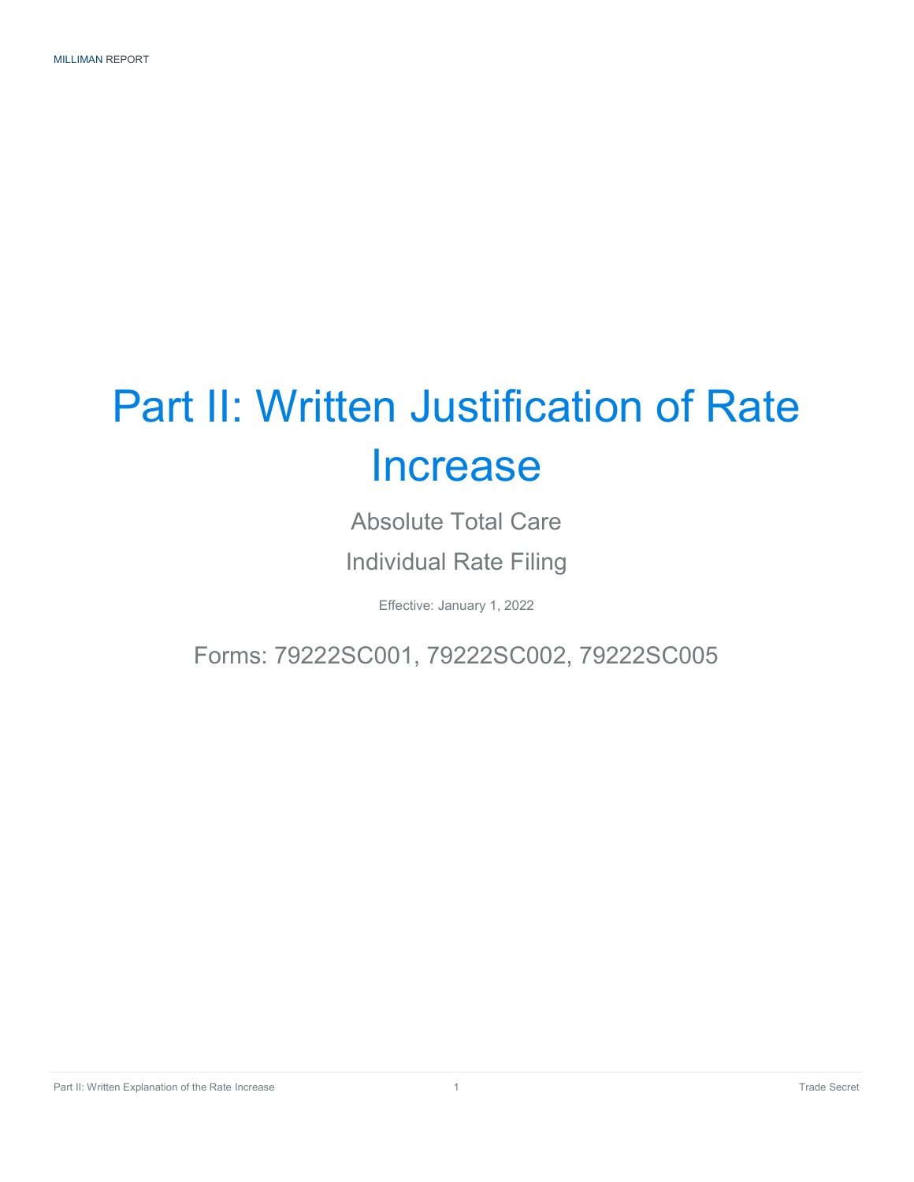# Part II: Written Justification of Rate Increase

Absolute Total Care

Individual Rate Filing

Effective: January 1, 2022

Forms: 79222SC001, 79222SC002, 79222SC005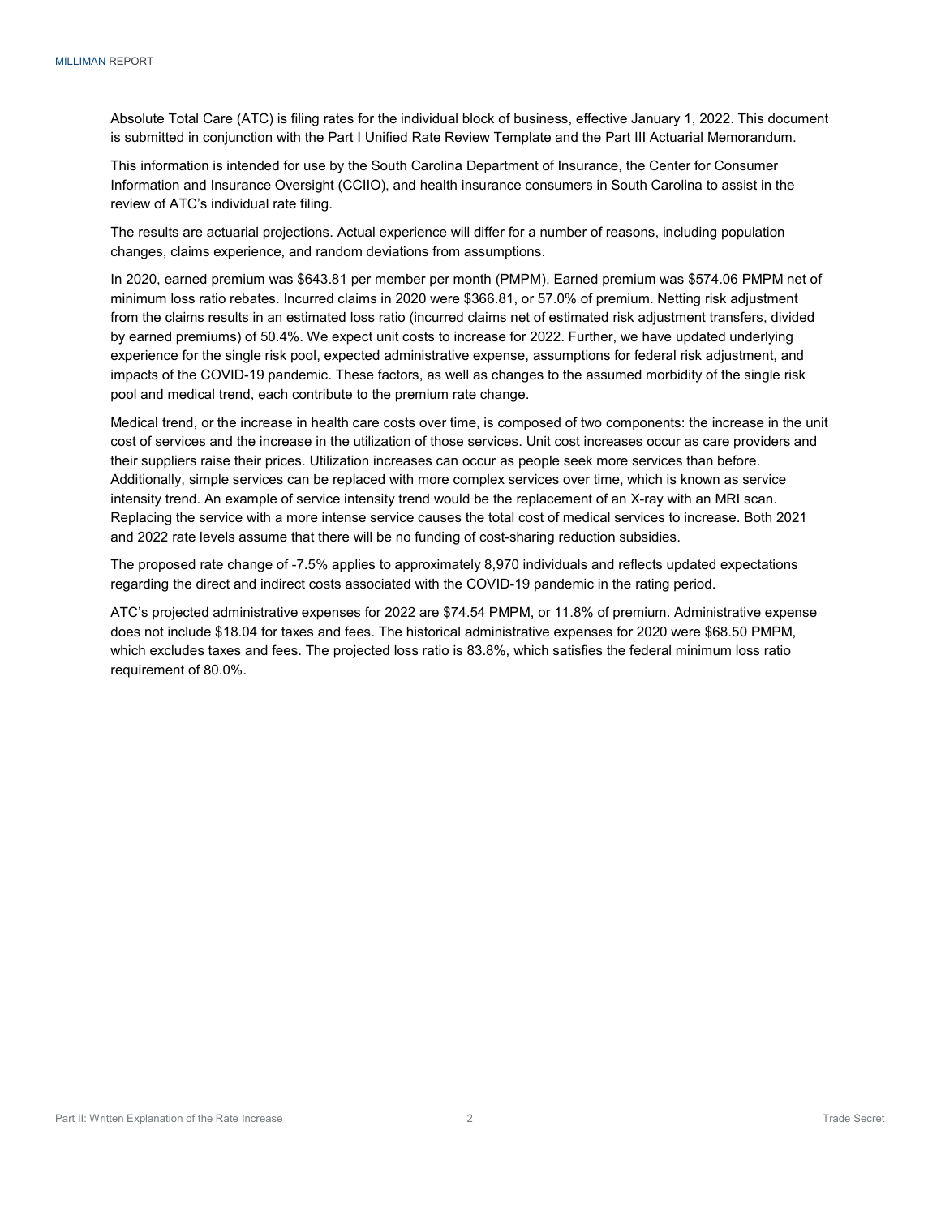Absolute Total Care (ATC) is filing rates for the individual block of business, effective January 1, 2022. This document is submitted in conjunction with the Part I Unified Rate Review Template and the Part III Actuarial Memorandum.

This information is intended for use by the South Carolina Department of Insurance, the Center for Consumer Information and Insurance Oversight (CCIIO), and health insurance consumers in South Carolina to assist in the review of ATC's individual rate filing.

The results are actuarial projections. Actual experience will differ for a number of reasons, including population changes, claims experience, and random deviations from assumptions.

In 2020, earned premium was $643.81 per member per month (PMPM). Earned premium was $574.06 PMPM net of minimum loss ratio rebates. Incurred claims in 2020 were $366.81, or 57.0% of premium. Netting risk adjustment from the claims results in an estimated loss ratio (incurred claims net of estimated risk adjustment transfers, divided by earned premiums) of 50.4%. We expect unit costs to increase for 2022. Further, we have updated underlying experience for the single risk pool, expected administrative expense, assumptions for federal risk adjustment, and impacts of the COVID-19 pandemic. These factors, as well as changes to the assumed morbidity of the single risk pool and medical trend, each contribute to the premium rate change.

Medical trend, or the increase in health care costs over time, is composed of two components: the increase in the unit cost of services and the increase in the utilization of those services. Unit cost increases occur as care providers and their suppliers raise their prices. Utilization increases can occur as people seek more services than before. Additionally, simple services can be replaced with more complex services over time, which is known as service intensity trend. An example of service intensity trend would be the replacement of an X-ray with an MRI scan. Replacing the service with a more intense service causes the total cost of medical services to increase. Both 2021 and 2022 rate levels assume that there will be no funding of cost-sharing reduction subsidies.

The proposed rate change of -7.5% applies to approximately 8,970 individuals and reflects updated expectations regarding the direct and indirect costs associated with the COVID-19 pandemic in the rating period.

ATC's projected administrative expenses for 2022 are $74.54 PMPM, or 11.8% of premium. Administrative expense does not include $18.04 for taxes and fees. The historical administrative expenses for 2020 were $68.50 PMPM, which excludes taxes and fees. The projected loss ratio is 83.8%, which satisfies the federal minimum loss ratio requirement of 80.0%.